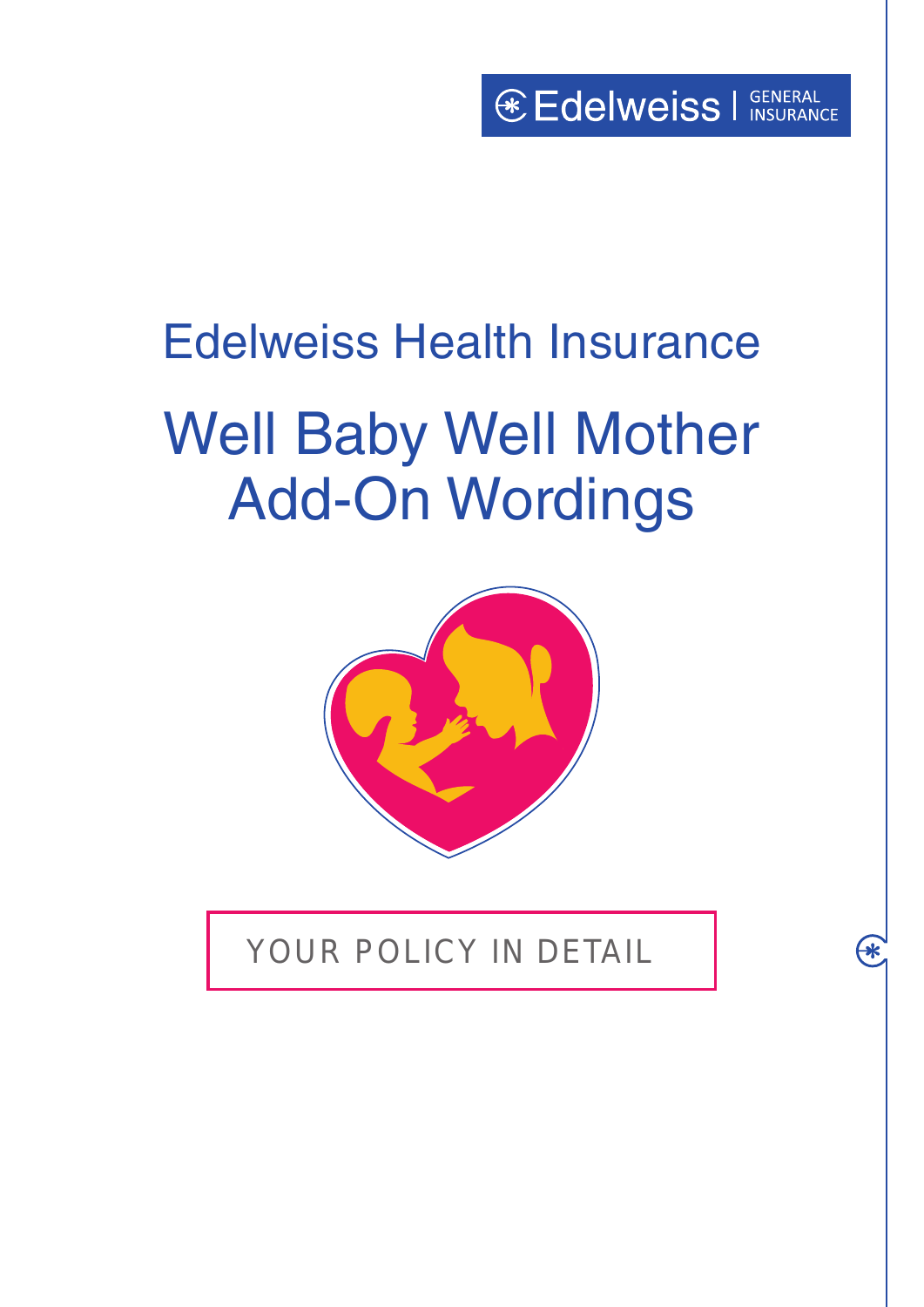Edelweiss | GENERAL INSURANCE

# Edelweiss Health Insurance

# Well Baby Well Mother Add-On Wordings

YOUR POLICY IN DETAIL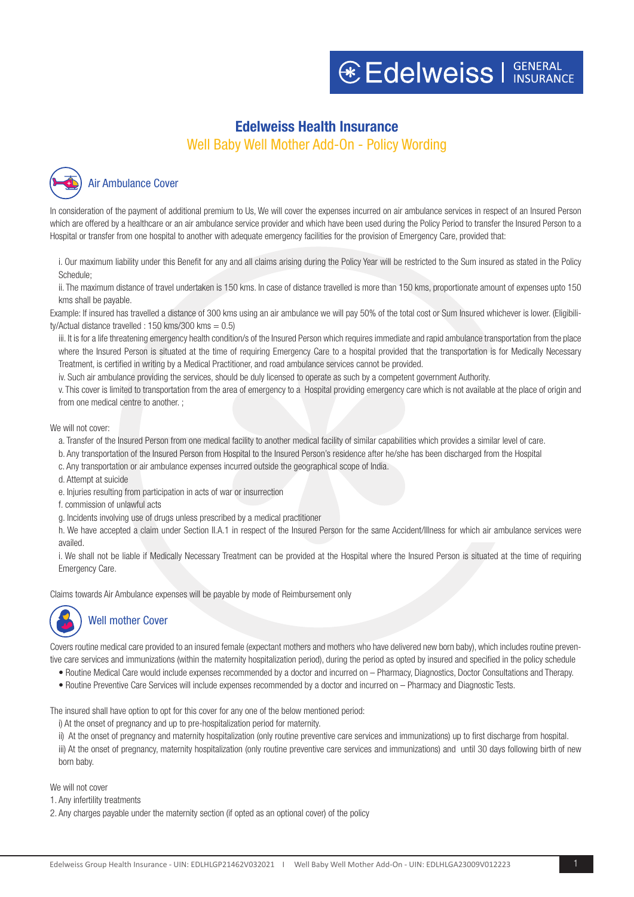# Edelweiss Health Insurance

## Well Baby Well Mother Add-On - Policy Wording

### Air Ambulance Cover

In consideration of the payment of additional premium to Us, We will cover the expenses incurred on air ambulance services in respect of an Insured Person which are offered by a healthcare or an air ambulance service provider and which have been used during the Policy Period to transfer the Insured Person to a Hospital or transfer from one hospital to another with adequate emergency facilities for the provision of Emergency Care, provided that:

i. Our maximum liability under this Benefit for any and all claims arising during the Policy Year will be restricted to the Sum insured as stated in the Policy Schedule;

ii. The maximum distance of travel undertaken is 150 kms. In case of distance travelled is more than 150 kms, proportionate amount of expenses upto 150 kms shall be payable.

Example: If insured has travelled a distance of 300 kms using an air ambulance we will pay 50% of the total cost or Sum Insured whichever is lower. (Eligibility/Actual distance travelled : 150 kms/300 kms = 0.5)

iii. It is for a life threatening emergency health condition/s of the Insured Person which requires immediate and rapid ambulance transportation from the place where the Insured Person is situated at the time of requiring Emergency Care to a hospital provided that the transportation is for Medically Necessary Treatment, is certified in writing by a Medical Practitioner, and road ambulance services cannot be provided.

iv. Such air ambulance providing the services, should be duly licensed to operate as such by a competent government Authority.

v. This cover is limited to transportation from the area of emergency to a Hospital providing emergency care which is not available at the place of origin and from one medical centre to another. ;

We will not cover:

a. Transfer of the Insured Person from one medical facility to another medical facility of similar capabilities which provides a similar level of care.

b. Any transportation of the Insured Person from Hospital to the Insured Person's residence after he/she has been discharged from the Hospital

c. Any transportation or air ambulance expenses incurred outside the geographical scope of India.

d. Attempt at suicide

e. Injuries resulting from participation in acts of war or insurrection

f. commission of unlawful acts

g. Incidents involving use of drugs unless prescribed by a medical practitioner

h. We have accepted a claim under Section II.A.1 in respect of the Insured Person for the same Accident/Illness for which air ambulance services were availed.

i. We shall not be liable if Medically Necessary Treatment can be provided at the Hospital where the Insured Person is situated at the time of requiring Emergency Care.

Claims towards Air Ambulance expenses will be payable by mode of Reimbursement only

### Well mother Cover

Covers routine medical care provided to an insured female (expectant mothers and mothers who have delivered new born baby), which includes routine preventive care services and immunizations (within the maternity hospitalization period), during the period as opted by insured and specified in the policy schedule

- Routine Medical Care would include expenses recommended by a doctor and incurred on – Pharmacy, Diagnostics, Doctor Consultations and Therapy.
- Routine Preventive Care Services will include expenses recommended by a doctor and incurred on – Pharmacy and Diagnostic Tests.

The insured shall have option to opt for this cover for any one of the below mentioned period:

i) At the onset of pregnancy and up to pre-hospitalization period for maternity.

ii) At the onset of pregnancy and maternity hospitalization (only routine preventive care services and immunizations) up to first discharge from hospital.

iii) At the onset of pregnancy, maternity hospitalization (only routine preventive care services and immunizations) and until 30 days following birth of new born baby.

We will not cover

1. Any infertility treatments
2. Any charges payable under the maternity section (if opted as an optional cover) of the policy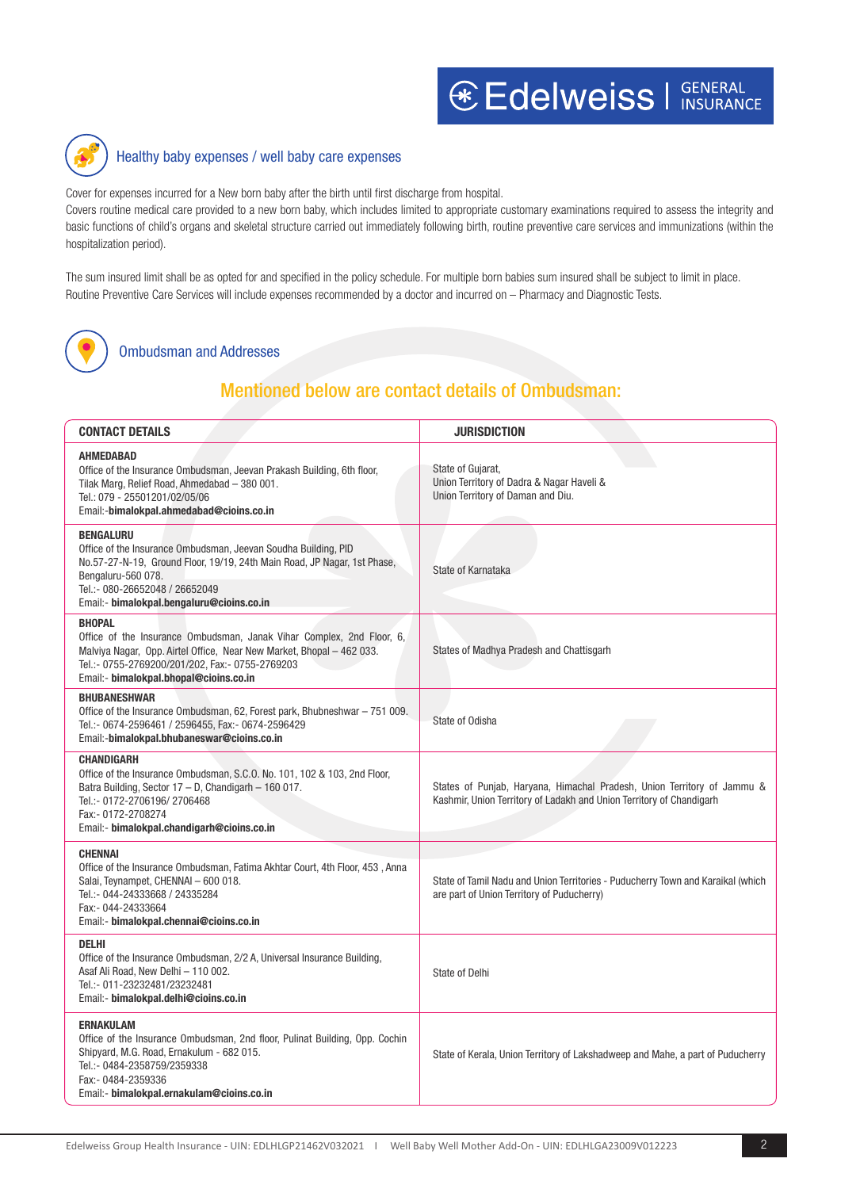## Healthy baby expenses / well baby care expenses

Cover for expenses incurred for a New born baby after the birth until first discharge from hospital.

Covers routine medical care provided to a new born baby, which includes limited to appropriate customary examinations required to assess the integrity and basic functions of child's organs and skeletal structure carried out immediately following birth, routine preventive care services and immunizations (within the hospitalization period).

The sum insured limit shall be as opted for and specified in the policy schedule. For multiple born babies sum insured shall be subject to limit in place. Routine Preventive Care Services will include expenses recommended by a doctor and incurred on – Pharmacy and Diagnostic Tests.

## Ombudsman and Addresses

### Mentioned below are contact details of Ombudsman:

| CONTACT DETAILS | JURISDICTION |
|---|---|
| **AHMEDABAD**<br>Office of the Insurance Ombudsman, Jeevan Prakash Building, 6th floor, Tilak Marg, Relief Road, Ahmedabad – 380 001.<br>Tel.: 079 - 25501201/02/05/06<br>Email:-**bimalokpal.ahmedabad@cioins.co.in** | State of Gujarat,<br>Union Territory of Dadra & Nagar Haveli &<br>Union Territory of Daman and Diu. |
| **BENGALURU**<br>Office of the Insurance Ombudsman, Jeevan Soudha Building, PID No.57-27-N-19, Ground Floor, 19/19, 24th Main Road, JP Nagar, 1st Phase, Bengaluru-560 078.<br>Tel.:- 080-26652048 / 26652049<br>Email:- **bimalokpal.bengaluru@cioins.co.in** | State of Karnataka |
| **BHOPAL**<br>Office of the Insurance Ombudsman, Janak Vihar Complex, 2nd Floor, 6, Malviya Nagar, Opp. Airtel Office, Near New Market, Bhopal – 462 033.<br>Tel.:- 0755-2769200/201/202, Fax:- 0755-2769203<br>Email:- **bimalokpal.bhopal@cioins.co.in** | States of Madhya Pradesh and Chattisgarh |
| **BHUBANESHWAR**<br>Office of the Insurance Ombudsman, 62, Forest park, Bhubneshwar – 751 009.<br>Tel.:- 0674-2596461 / 2596455, Fax:- 0674-2596429<br>Email:-**bimalokpal.bhubaneswar@cioins.co.in** | State of Odisha |
| **CHANDIGARH**<br>Office of the Insurance Ombudsman, S.C.O. No. 101, 102 & 103, 2nd Floor, Batra Building, Sector 17 – D, Chandigarh – 160 017.<br>Tel.:- 0172-2706196/ 2706468<br>Fax:- 0172-2708274<br>Email:- **bimalokpal.chandigarh@cioins.co.in** | States of Punjab, Haryana, Himachal Pradesh, Union Territory of Jammu & Kashmir, Union Territory of Ladakh and Union Territory of Chandigarh |
| **CHENNAI**<br>Office of the Insurance Ombudsman, Fatima Akhtar Court, 4th Floor, 453 , Anna Salai, Teynampet, CHENNAI – 600 018.<br>Tel.:- 044-24333668 / 24335284<br>Fax:- 044-24333664<br>Email:- **bimalokpal.chennai@cioins.co.in** | State of Tamil Nadu and Union Territories - Puducherry Town and Karaikal (which are part of Union Territory of Puducherry) |
| **DELHI**<br>Office of the Insurance Ombudsman, 2/2 A, Universal Insurance Building, Asaf Ali Road, New Delhi – 110 002.<br>Tel.:- 011-23232481/23232481<br>Email:- **bimalokpal.delhi@cioins.co.in** | State of Delhi |
| **ERNAKULAM**<br>Office of the Insurance Ombudsman, 2nd floor, Pulinat Building, Opp. Cochin Shipyard, M.G. Road, Ernakulum - 682 015.<br>Tel.:- 0484-2358759/2359338<br>Fax:- 0484-2359336<br>Email:- **bimalokpal.ernakulam@cioins.co.in** | State of Kerala, Union Territory of Lakshadweep and Mahe, a part of Puducherry |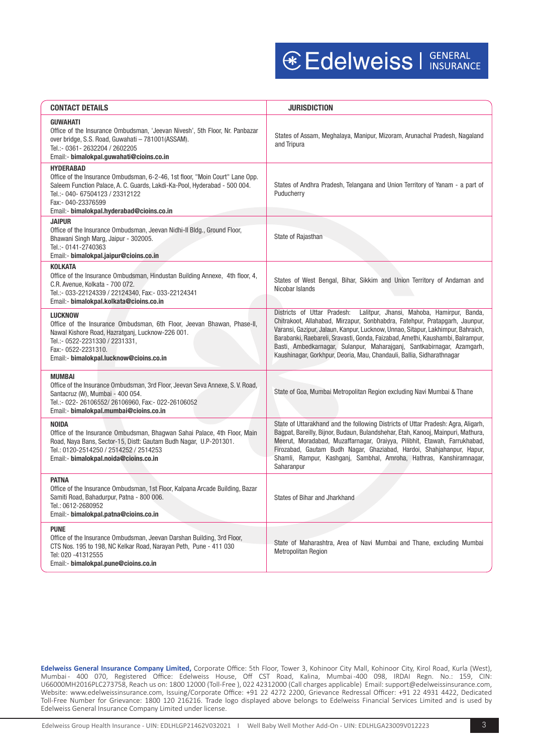| CONTACT DETAILS | JURISDICTION |
|---|---|
| **GUWAHATI**<br>Office of the Insurance Ombudsman, 'Jeevan Nivesh', 5th Floor, Nr. Panbazar over bridge, S.S. Road, Guwahati – 781001(ASSAM).<br>Tel.:- 0361- 2632204 / 2602205<br>Email:- **bimalokpal.guwahati@cioins.co.in** | States of Assam, Meghalaya, Manipur, Mizoram, Arunachal Pradesh, Nagaland and Tripura |
| **HYDERABAD**<br>Office of the Insurance Ombudsman, 6-2-46, 1st floor, "Moin Court" Lane Opp. Saleem Function Palace, A. C. Guards, Lakdi-Ka-Pool, Hyderabad - 500 004.<br>Tel.:- 040- 67504123 / 23312122<br>Fax:- 040-23376599<br>Email:- **bimalokpal.hyderabad@cioins.co.in** | States of Andhra Pradesh, Telangana and Union Territory of Yanam - a part of Puducherry |
| **JAIPUR**<br>Office of the Insurance Ombudsman, Jeevan Nidhi-II Bldg., Ground Floor, Bhawani Singh Marg, Jaipur - 302005.<br>Tel.:- 0141-2740363<br>Email:- **bimalokpal.jaipur@cioins.co.in** | State of Rajasthan |
| **KOLKATA**<br>Office of the Insurance Ombudsman, Hindustan Building Annexe, 4th floor, 4, C.R. Avenue, Kolkata - 700 072.<br>Tel.:- 033-22124339 / 22124340, Fax:- 033-22124341<br>Email:- **bimalokpal.kolkata@cioins.co.in** | States of West Bengal, Bihar, Sikkim and Union Territory of Andaman and Nicobar Islands |
| **LUCKNOW**<br>Office of the Insurance Ombudsman, 6th Floor, Jeevan Bhawan, Phase-II, Nawal Kishore Road, Hazratganj, Lucknow-226 001.<br>Tel.:- 0522-2231330 / 2231331,<br>Fax:- 0522-2231310.<br>Email:- **bimalokpal.lucknow@cioins.co.in** | Districts of Uttar Pradesh: Lalitpur, Jhansi, Mahoba, Hamirpur, Banda, Chitrakoot, Allahabad, Mirzapur, Sonbhabdra, Fatehpur, Pratapgarh, Jaunpur, Varansi, Gazipur, Jalaun, Kanpur, Lucknow, Unnao, Sitapur, Lakhimpur, Bahraich, Barabanki, Raebareli, Sravasti, Gonda, Faizabad, Amethi, Kaushambi, Balrampur, Basti, Ambedkarnagar, Sulanpur, Maharajganj, Santkabirnagar, Azamgarh, Kaushinagar, Gorkhpur, Deoria, Mau, Chandauli, Ballia, Sidharathnagar |
| **MUMBAI**<br>Office of the Insurance Ombudsman, 3rd Floor, Jeevan Seva Annexe, S. V. Road, Santacruz (W), Mumbai - 400 054.<br>Tel.:- 022- 26106552/ 26106960, Fax:- 022-26106052<br>Email:- **bimalokpal.mumbai@cioins.co.in** | State of Goa, Mumbai Metropolitan Region excluding Navi Mumbai & Thane |
| **NOIDA**<br>Office of the Insurance Ombudsman, Bhagwan Sahai Palace, 4th Floor, Main Road, Naya Bans, Sector-15, Distt: Gautam Budh Nagar, U.P-201301.<br>Tel.: 0120-2514250 / 2514252 / 2514253<br>Email:- **bimalokpal.noida@cioins.co.in** | State of Uttarakhand and the following Districts of Uttar Pradesh: Agra, Aligarh, Bagpat, Bareilly, Bijnor, Budaun, Bulandshehar, Etah, Kanooj, Mainpuri, Mathura, Meerut, Moradabad, Muzaffarnagar, Oraiyya, Pilibhit, Etawah, Farrukhabad, Firozabad, Gautam Budh Nagar, Ghaziabad, Hardoi, Shahjahanpur, Hapur, Shamli, Rampur, Kashganj, Sambhal, Amroha, Hathras, Kanshiramnagar, Saharanpur |
| **PATNA**<br>Office of the Insurance Ombudsman, 1st Floor, Kalpana Arcade Building, Bazar Samiti Road, Bahadurpur, Patna - 800 006.<br>Tel.: 0612-2680952<br>Email:- **bimalokpal.patna@cioins.co.in** | States of Bihar and Jharkhand |
| **PUNE**<br>Office of the Insurance Ombudsman, Jeevan Darshan Building, 3rd Floor, CTS Nos. 195 to 198, NC Kelkar Road, Narayan Peth, Pune - 411 030<br>Tel: 020 -41312555<br>Email:- **bimalokpal.pune@cioins.co.in** | State of Maharashtra, Area of Navi Mumbai and Thane, excluding Mumbai Metropolitan Region |

**Edelweiss General Insurance Company Limited,** Corporate Office: 5th Floor, Tower 3, Kohinoor City Mall, Kohinoor City, Kirol Road, Kurla (West), Mumbai - 400 070, Registered Office: Edelweiss House, Off CST Road, Kalina, Mumbai-400 098, IRDAI Regn. No.: 159, CIN: U66000MH2016PLC273758, Reach us on: 1800 12000 (Toll-Free ), 022 42312000 (Call charges applicable) Email: support@edelweissinsurance.com, Website: www.edelweissinsurance.com, Issuing/Corporate Office: +91 22 4272 2200, Grievance Redressal Officer: +91 22 4931 4422, Dedicated Toll-Free Number for Grievance: 1800 120 216216. Trade logo displayed above belongs to Edelweiss Financial Services Limited and is used by Edelweiss General Insurance Company Limited under license.

Edelweiss Group Health Insurance - UIN: EDLHLGP21462V032021 | Well Baby Well Mother Add-On - UIN: EDLHLGA23009V012223